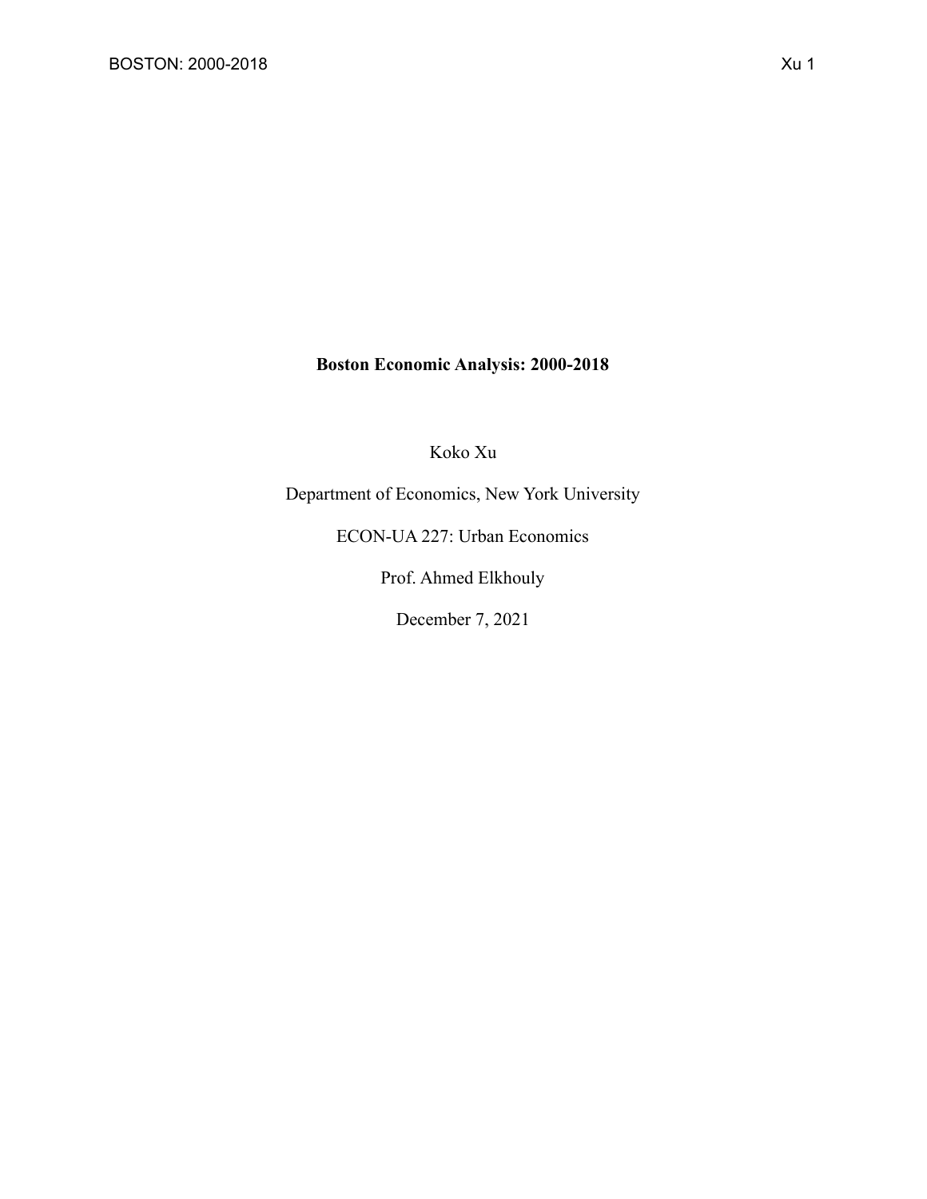**Boston Economic Analysis: 2000-2018**

Koko Xu

Department of Economics, New York University

ECON-UA 227: Urban Economics

Prof. Ahmed Elkhouly

December 7, 2021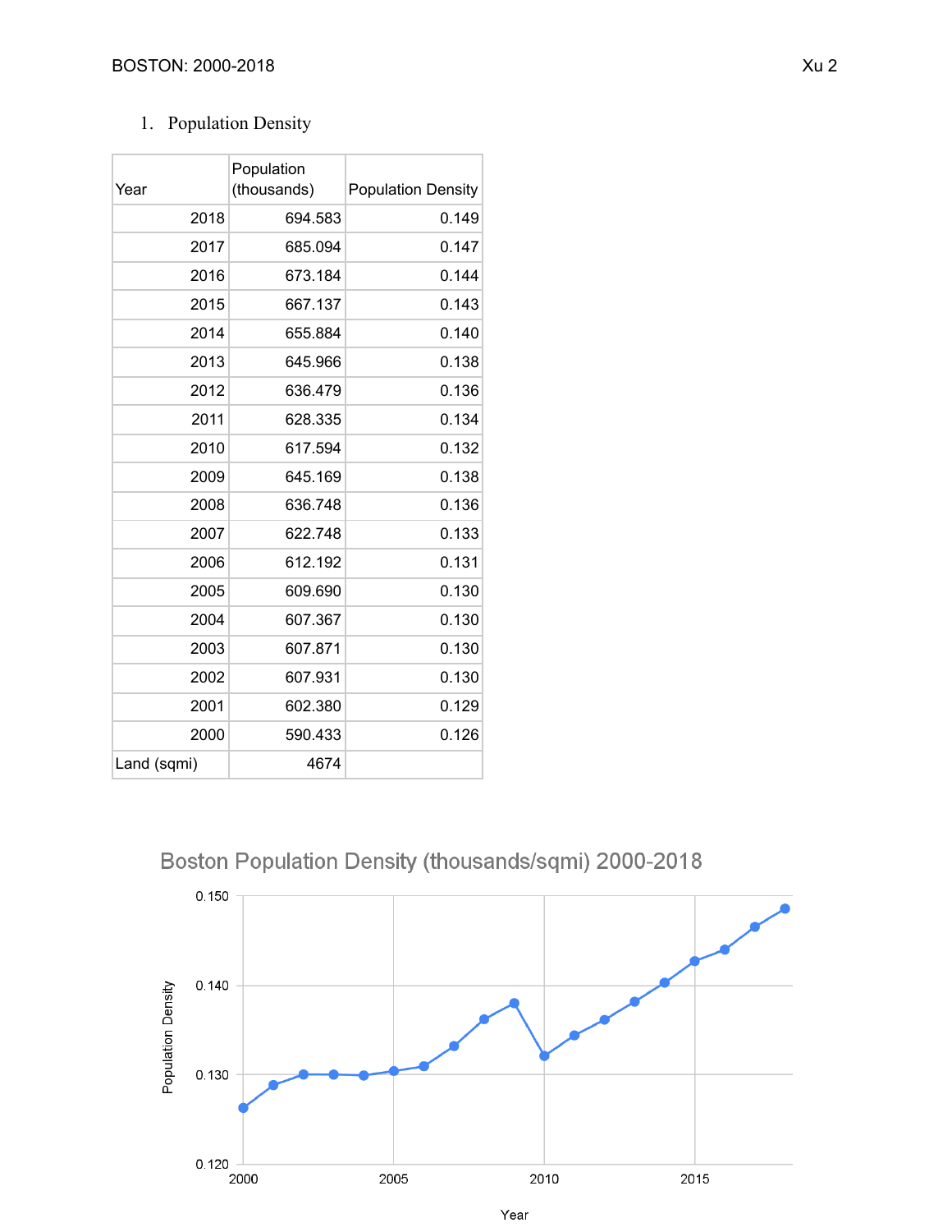1. Population Density

| Year | Population (thousands) | Population Density |
|---|---|---|
| 2018 | 694.583 | 0.149 |
| 2017 | 685.094 | 0.147 |
| 2016 | 673.184 | 0.144 |
| 2015 | 667.137 | 0.143 |
| 2014 | 655.884 | 0.140 |
| 2013 | 645.966 | 0.138 |
| 2012 | 636.479 | 0.136 |
| 2011 | 628.335 | 0.134 |
| 2010 | 617.594 | 0.132 |
| 2009 | 645.169 | 0.138 |
| 2008 | 636.748 | 0.136 |
| 2007 | 622.748 | 0.133 |
| 2006 | 612.192 | 0.131 |
| 2005 | 609.690 | 0.130 |
| 2004 | 607.367 | 0.130 |
| 2003 | 607.871 | 0.130 |
| 2002 | 607.931 | 0.130 |
| 2001 | 602.380 | 0.129 |
| 2000 | 590.433 | 0.126 |
| Land (sqmi) | 4674 | |

Boston Population Density (thousands/sqmi) 2000-2018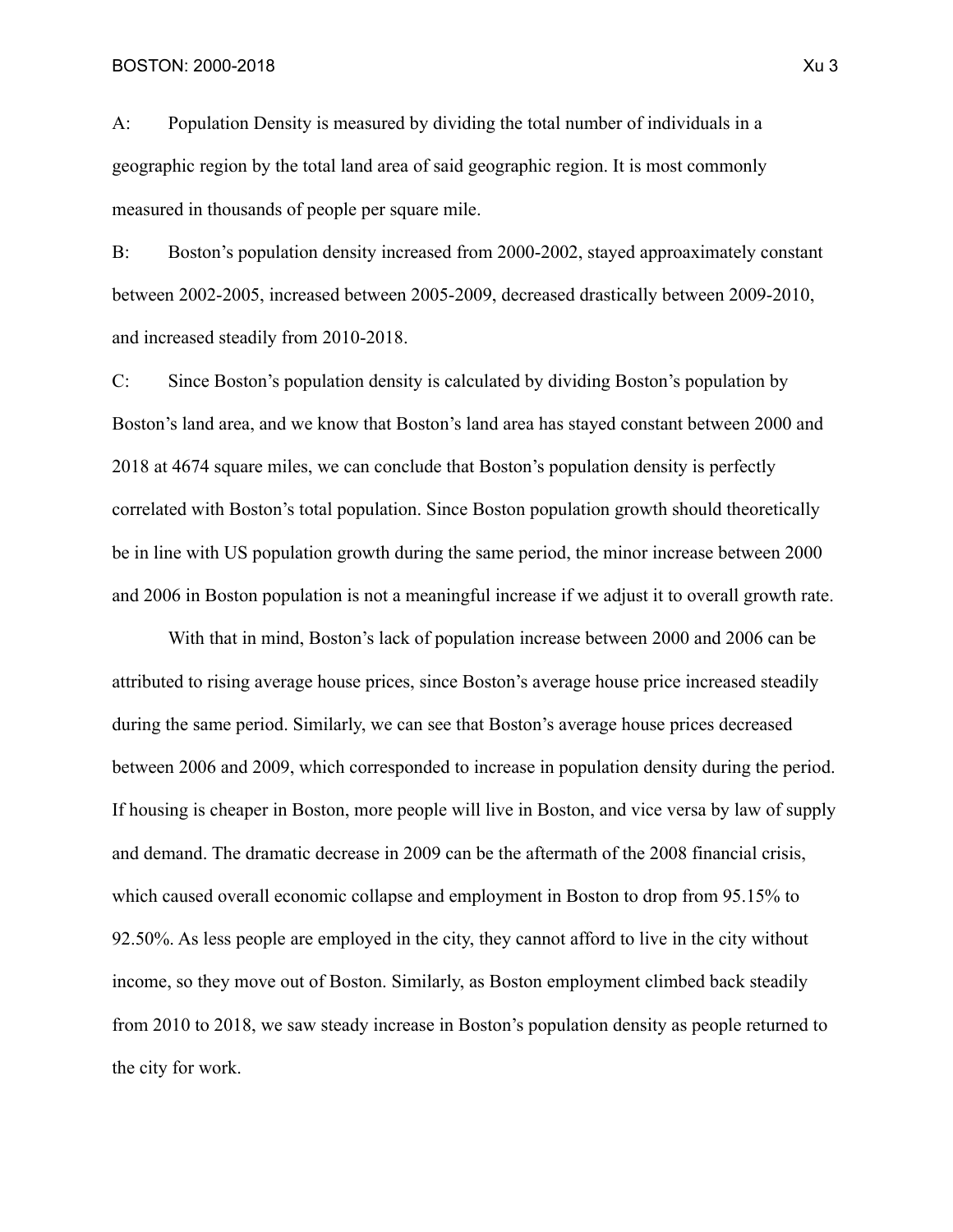A: Population Density is measured by dividing the total number of individuals in a geographic region by the total land area of said geographic region. It is most commonly measured in thousands of people per square mile.

B: Boston's population density increased from 2000-2002, stayed approaximately constant between 2002-2005, increased between 2005-2009, decreased drastically between 2009-2010, and increased steadily from 2010-2018.

C: Since Boston's population density is calculated by dividing Boston's population by Boston's land area, and we know that Boston's land area has stayed constant between 2000 and 2018 at 4674 square miles, we can conclude that Boston's population density is perfectly correlated with Boston's total population. Since Boston population growth should theoretically be in line with US population growth during the same period, the minor increase between 2000 and 2006 in Boston population is not a meaningful increase if we adjust it to overall growth rate.

With that in mind, Boston's lack of population increase between 2000 and 2006 can be attributed to rising average house prices, since Boston's average house price increased steadily during the same period. Similarly, we can see that Boston's average house prices decreased between 2006 and 2009, which corresponded to increase in population density during the period. If housing is cheaper in Boston, more people will live in Boston, and vice versa by law of supply and demand. The dramatic decrease in 2009 can be the aftermath of the 2008 financial crisis, which caused overall economic collapse and employment in Boston to drop from 95.15% to 92.50%. As less people are employed in the city, they cannot afford to live in the city without income, so they move out of Boston. Similarly, as Boston employment climbed back steadily from 2010 to 2018, we saw steady increase in Boston's population density as people returned to the city for work.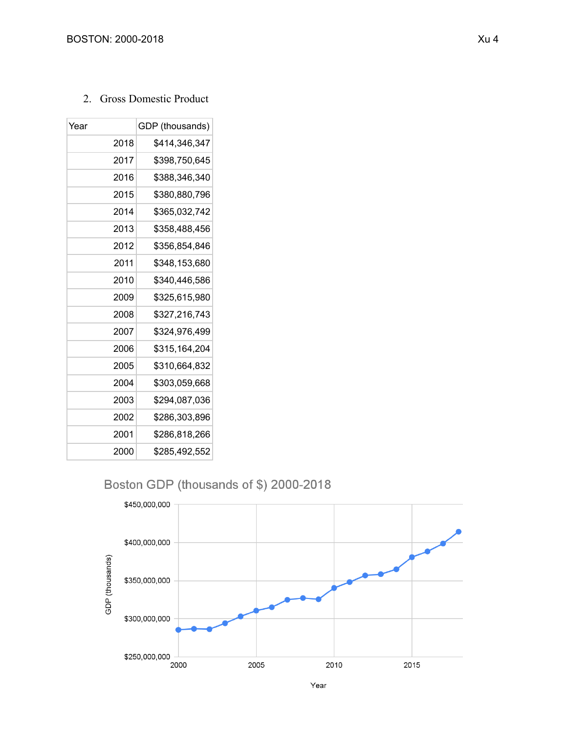2. Gross Domestic Product

| Year | GDP (thousands) |
| --- | --- |
| 2018 | $414,346,347 |
| 2017 | $398,750,645 |
| 2016 | $388,346,340 |
| 2015 | $380,880,796 |
| 2014 | $365,032,742 |
| 2013 | $358,488,456 |
| 2012 | $356,854,846 |
| 2011 | $348,153,680 |
| 2010 | $340,446,586 |
| 2009 | $325,615,980 |
| 2008 | $327,216,743 |
| 2007 | $324,976,499 |
| 2006 | $315,164,204 |
| 2005 | $310,664,832 |
| 2004 | $303,059,668 |
| 2003 | $294,087,036 |
| 2002 | $286,303,896 |
| 2001 | $286,818,266 |
| 2000 | $285,492,552 |

Boston GDP (thousands of $) 2000-2018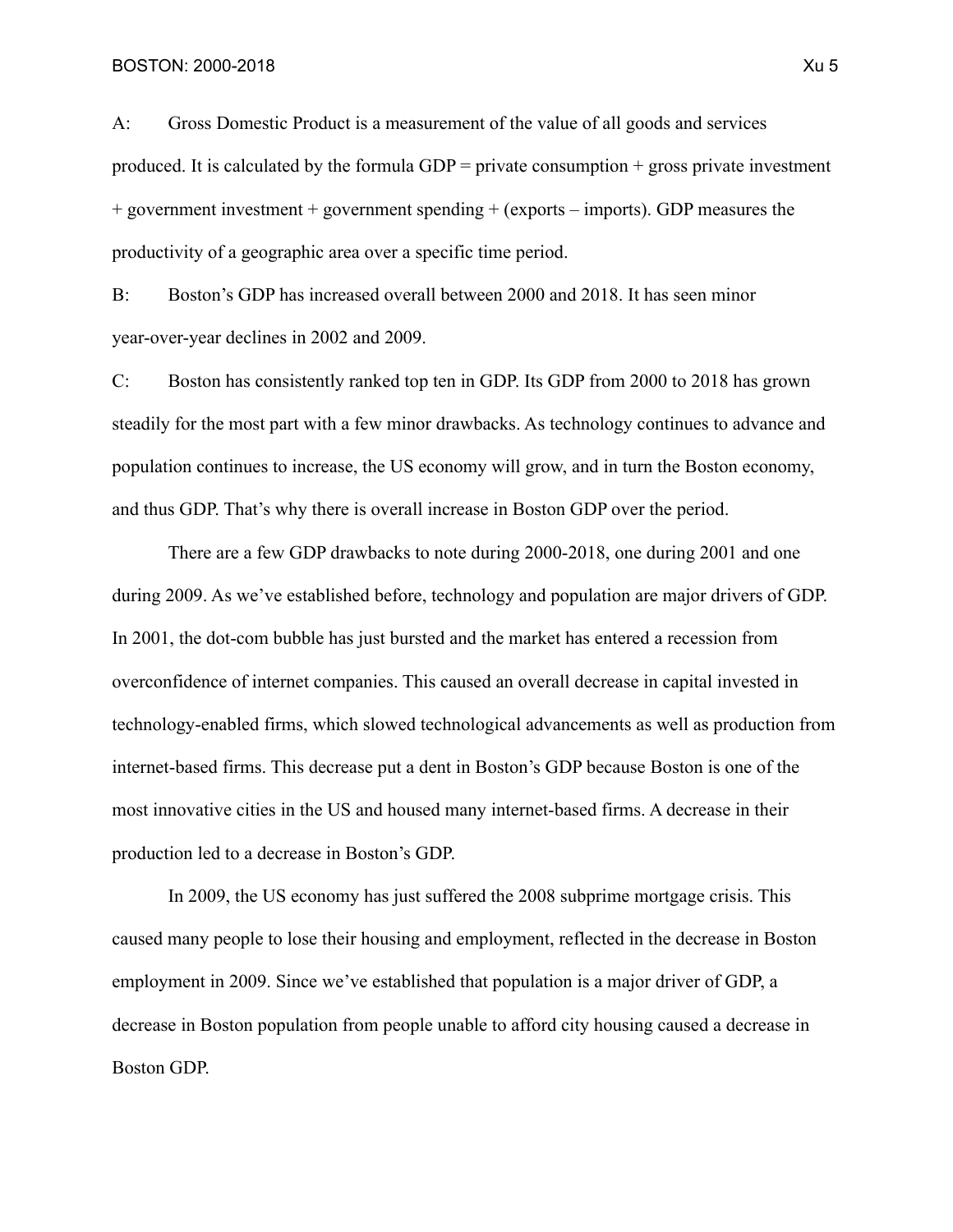A: Gross Domestic Product is a measurement of the value of all goods and services produced. It is calculated by the formula GDP = private consumption + gross private investment + government investment + government spending + (exports – imports). GDP measures the productivity of a geographic area over a specific time period.

B: Boston's GDP has increased overall between 2000 and 2018. It has seen minor year-over-year declines in 2002 and 2009.

C: Boston has consistently ranked top ten in GDP. Its GDP from 2000 to 2018 has grown steadily for the most part with a few minor drawbacks. As technology continues to advance and population continues to increase, the US economy will grow, and in turn the Boston economy, and thus GDP. That's why there is overall increase in Boston GDP over the period.

There are a few GDP drawbacks to note during 2000-2018, one during 2001 and one during 2009. As we've established before, technology and population are major drivers of GDP. In 2001, the dot-com bubble has just bursted and the market has entered a recession from overconfidence of internet companies. This caused an overall decrease in capital invested in technology-enabled firms, which slowed technological advancements as well as production from internet-based firms. This decrease put a dent in Boston's GDP because Boston is one of the most innovative cities in the US and housed many internet-based firms. A decrease in their production led to a decrease in Boston's GDP.

In 2009, the US economy has just suffered the 2008 subprime mortgage crisis. This caused many people to lose their housing and employment, reflected in the decrease in Boston employment in 2009. Since we've established that population is a major driver of GDP, a decrease in Boston population from people unable to afford city housing caused a decrease in Boston GDP.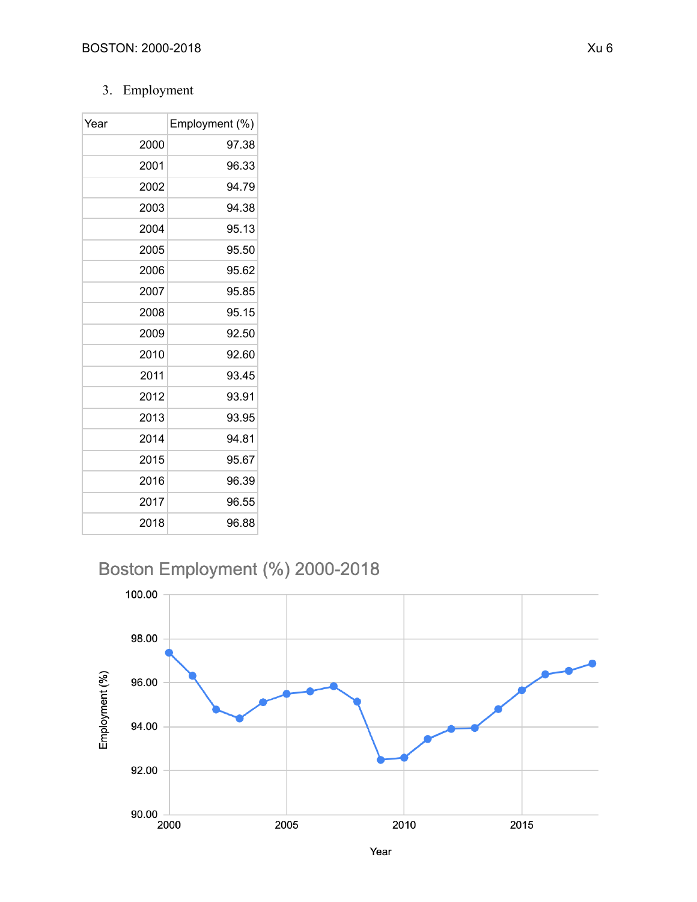3. Employment

| Year | Employment (%) |
|---|---|
| 2000 | 97.38 |
| 2001 | 96.33 |
| 2002 | 94.79 |
| 2003 | 94.38 |
| 2004 | 95.13 |
| 2005 | 95.50 |
| 2006 | 95.62 |
| 2007 | 95.85 |
| 2008 | 95.15 |
| 2009 | 92.50 |
| 2010 | 92.60 |
| 2011 | 93.45 |
| 2012 | 93.91 |
| 2013 | 93.95 |
| 2014 | 94.81 |
| 2015 | 95.67 |
| 2016 | 96.39 |
| 2017 | 96.55 |
| 2018 | 96.88 |

Boston Employment (%) 2000-2018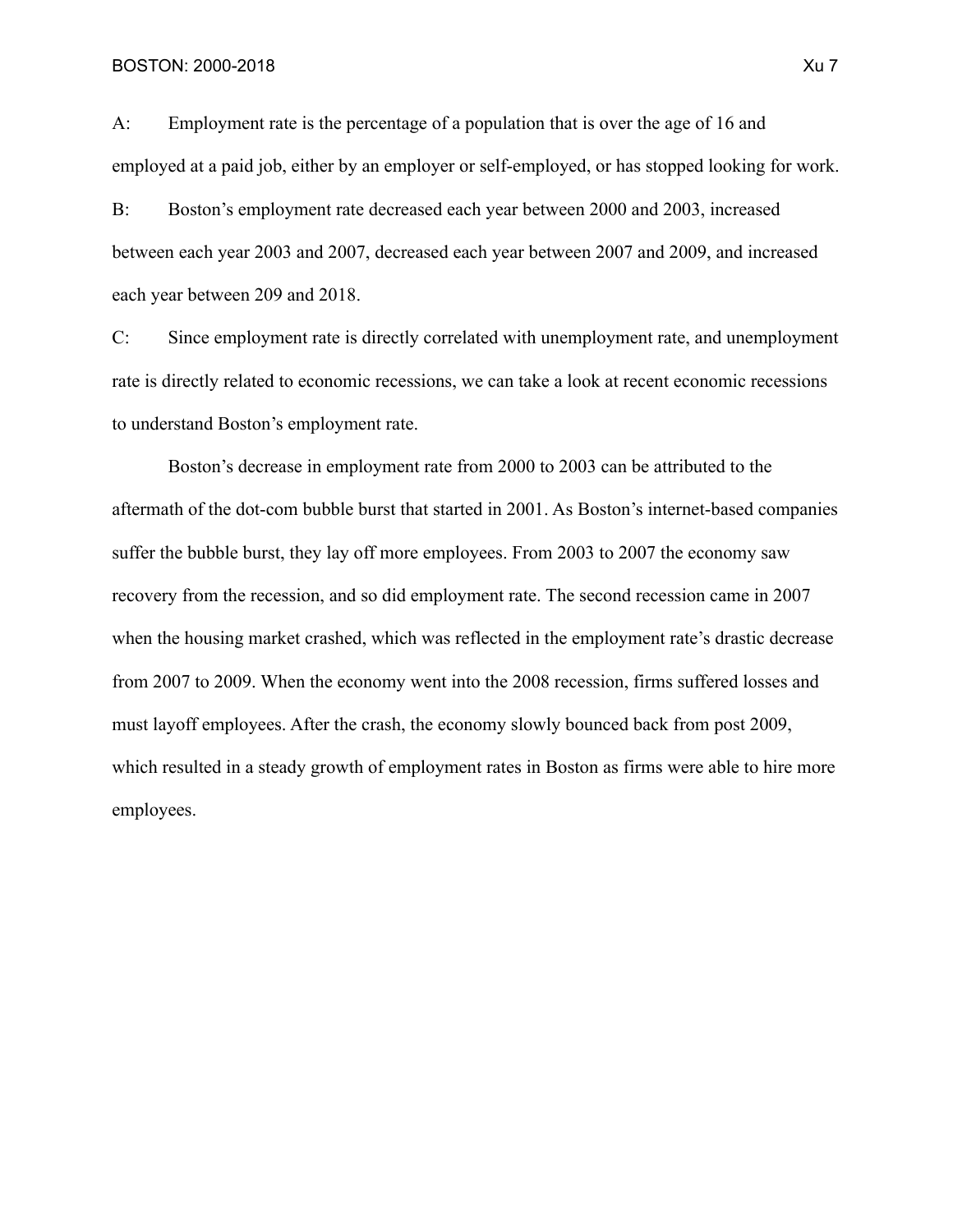A: Employment rate is the percentage of a population that is over the age of 16 and employed at a paid job, either by an employer or self-employed, or has stopped looking for work.

B: Boston's employment rate decreased each year between 2000 and 2003, increased between each year 2003 and 2007, decreased each year between 2007 and 2009, and increased each year between 209 and 2018.

C: Since employment rate is directly correlated with unemployment rate, and unemployment rate is directly related to economic recessions, we can take a look at recent economic recessions to understand Boston's employment rate.

Boston's decrease in employment rate from 2000 to 2003 can be attributed to the aftermath of the dot-com bubble burst that started in 2001. As Boston's internet-based companies suffer the bubble burst, they lay off more employees. From 2003 to 2007 the economy saw recovery from the recession, and so did employment rate. The second recession came in 2007 when the housing market crashed, which was reflected in the employment rate's drastic decrease from 2007 to 2009. When the economy went into the 2008 recession, firms suffered losses and must layoff employees. After the crash, the economy slowly bounced back from post 2009, which resulted in a steady growth of employment rates in Boston as firms were able to hire more employees.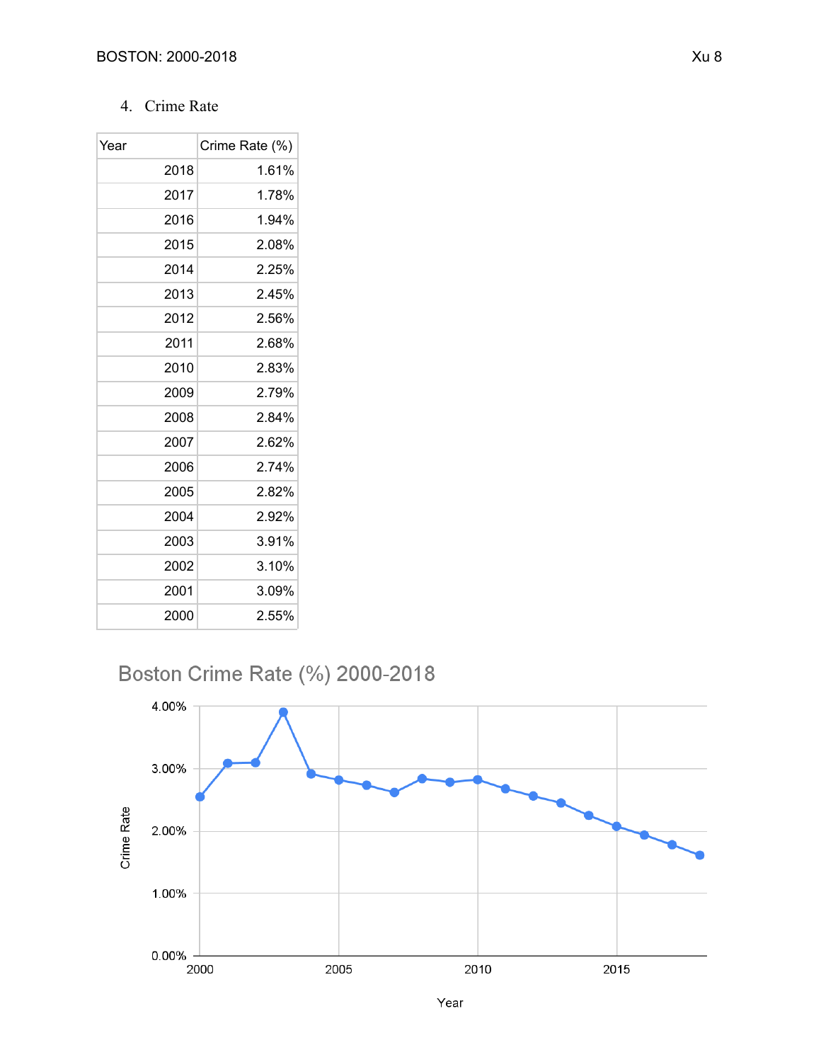4. Crime Rate

| Year | Crime Rate (%) |
|---|---|
| 2018 | 1.61% |
| 2017 | 1.78% |
| 2016 | 1.94% |
| 2015 | 2.08% |
| 2014 | 2.25% |
| 2013 | 2.45% |
| 2012 | 2.56% |
| 2011 | 2.68% |
| 2010 | 2.83% |
| 2009 | 2.79% |
| 2008 | 2.84% |
| 2007 | 2.62% |
| 2006 | 2.74% |
| 2005 | 2.82% |
| 2004 | 2.92% |
| 2003 | 3.91% |
| 2002 | 3.10% |
| 2001 | 3.09% |
| 2000 | 2.55% |

Boston Crime Rate (%) 2000-2018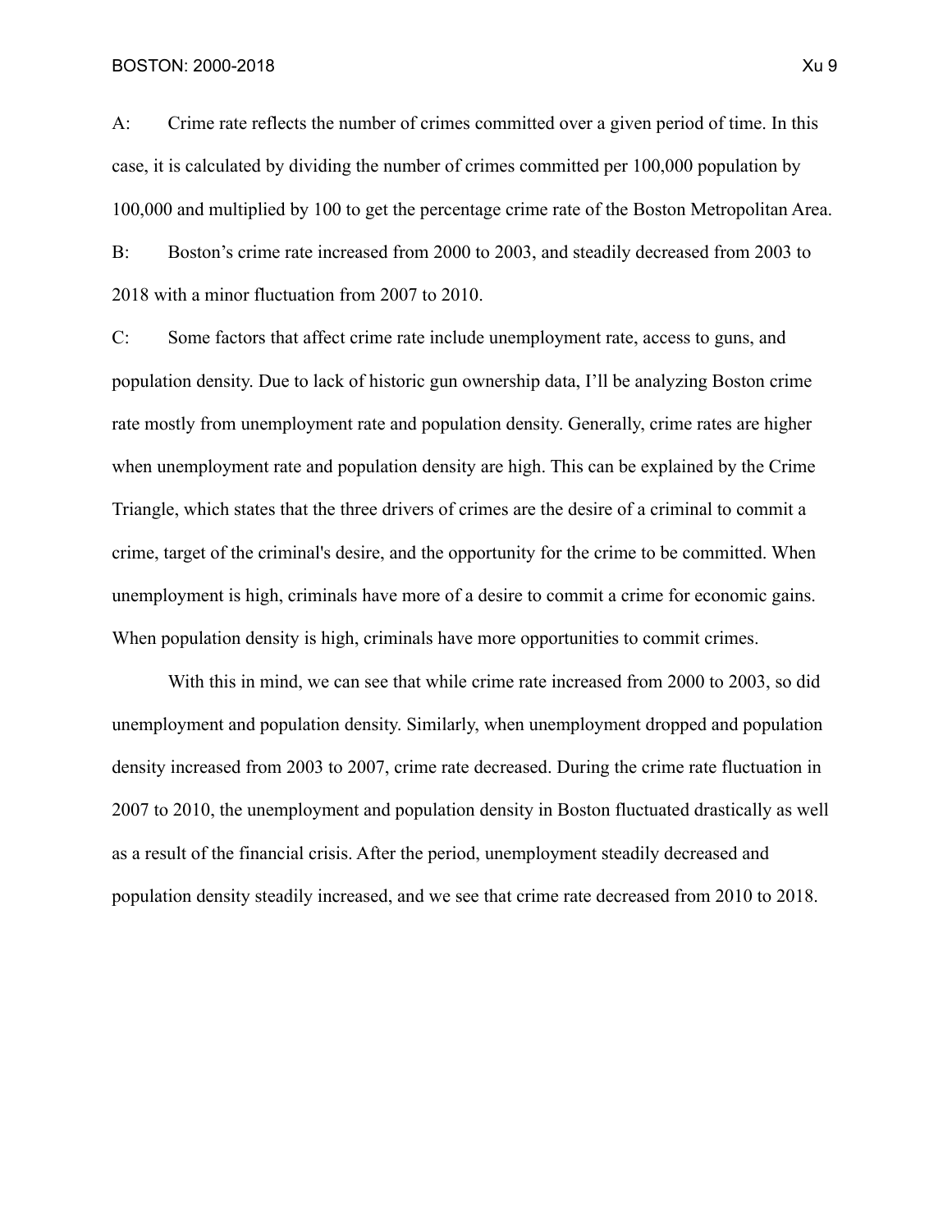A: Crime rate reflects the number of crimes committed over a given period of time. In this case, it is calculated by dividing the number of crimes committed per 100,000 population by 100,000 and multiplied by 100 to get the percentage crime rate of the Boston Metropolitan Area.

B: Boston's crime rate increased from 2000 to 2003, and steadily decreased from 2003 to 2018 with a minor fluctuation from 2007 to 2010.

C: Some factors that affect crime rate include unemployment rate, access to guns, and population density. Due to lack of historic gun ownership data, I'll be analyzing Boston crime rate mostly from unemployment rate and population density. Generally, crime rates are higher when unemployment rate and population density are high. This can be explained by the Crime Triangle, which states that the three drivers of crimes are the desire of a criminal to commit a crime, target of the criminal's desire, and the opportunity for the crime to be committed. When unemployment is high, criminals have more of a desire to commit a crime for economic gains. When population density is high, criminals have more opportunities to commit crimes.

With this in mind, we can see that while crime rate increased from 2000 to 2003, so did unemployment and population density. Similarly, when unemployment dropped and population density increased from 2003 to 2007, crime rate decreased. During the crime rate fluctuation in 2007 to 2010, the unemployment and population density in Boston fluctuated drastically as well as a result of the financial crisis. After the period, unemployment steadily decreased and population density steadily increased, and we see that crime rate decreased from 2010 to 2018.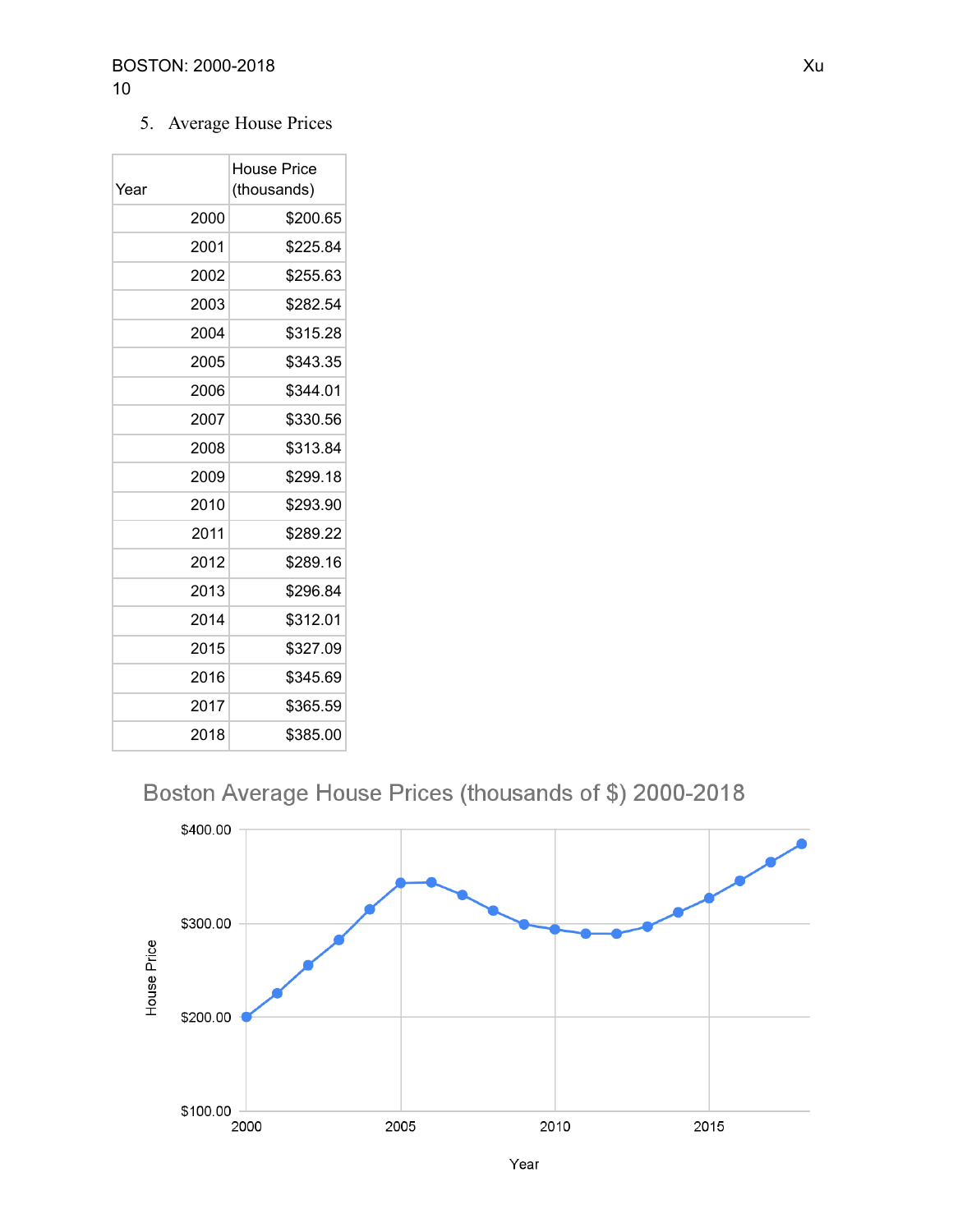5. Average House Prices

| Year | House Price (thousands) |
|---|---|
| 2000 | $200.65 |
| 2001 | $225.84 |
| 2002 | $255.63 |
| 2003 | $282.54 |
| 2004 | $315.28 |
| 2005 | $343.35 |
| 2006 | $344.01 |
| 2007 | $330.56 |
| 2008 | $313.84 |
| 2009 | $299.18 |
| 2010 | $293.90 |
| 2011 | $289.22 |
| 2012 | $289.16 |
| 2013 | $296.84 |
| 2014 | $312.01 |
| 2015 | $327.09 |
| 2016 | $345.69 |
| 2017 | $365.59 |
| 2018 | $385.00 |

Boston Average House Prices (thousands of $) 2000-2018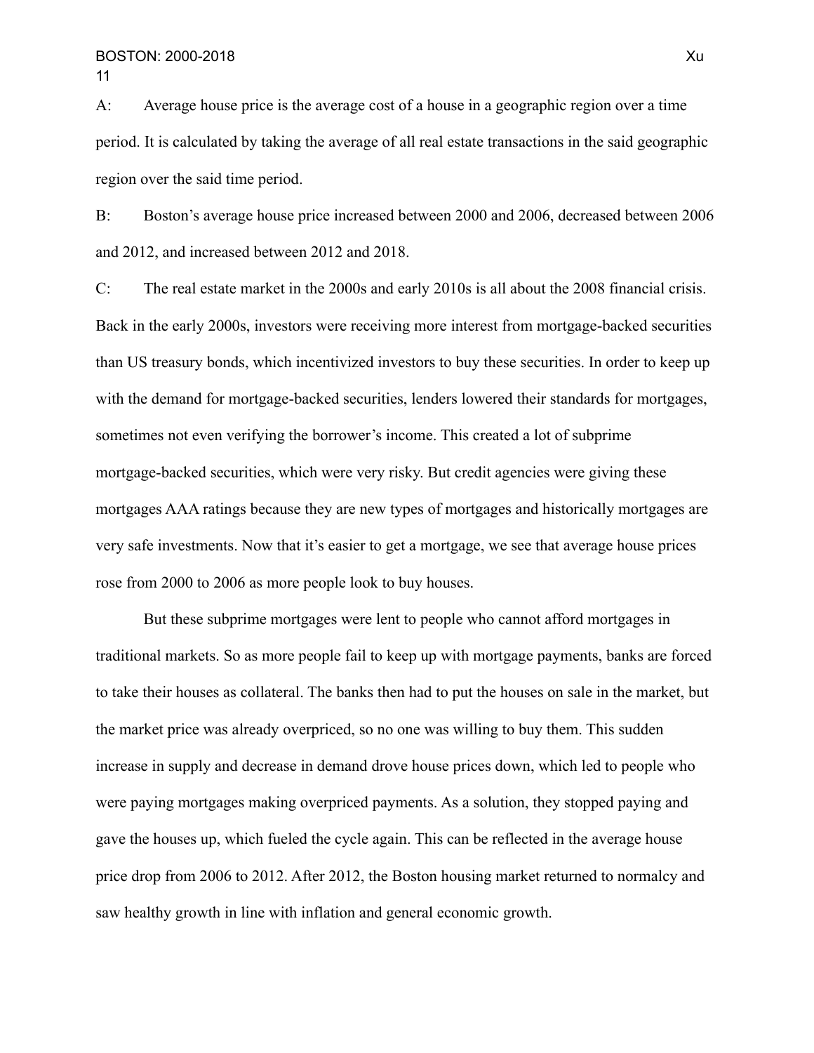A: Average house price is the average cost of a house in a geographic region over a time period. It is calculated by taking the average of all real estate transactions in the said geographic region over the said time period.

B: Boston's average house price increased between 2000 and 2006, decreased between 2006 and 2012, and increased between 2012 and 2018.

C: The real estate market in the 2000s and early 2010s is all about the 2008 financial crisis. Back in the early 2000s, investors were receiving more interest from mortgage-backed securities than US treasury bonds, which incentivized investors to buy these securities. In order to keep up with the demand for mortgage-backed securities, lenders lowered their standards for mortgages, sometimes not even verifying the borrower's income. This created a lot of subprime mortgage-backed securities, which were very risky. But credit agencies were giving these mortgages AAA ratings because they are new types of mortgages and historically mortgages are very safe investments. Now that it's easier to get a mortgage, we see that average house prices rose from 2000 to 2006 as more people look to buy houses.

But these subprime mortgages were lent to people who cannot afford mortgages in traditional markets. So as more people fail to keep up with mortgage payments, banks are forced to take their houses as collateral. The banks then had to put the houses on sale in the market, but the market price was already overpriced, so no one was willing to buy them. This sudden increase in supply and decrease in demand drove house prices down, which led to people who were paying mortgages making overpriced payments. As a solution, they stopped paying and gave the houses up, which fueled the cycle again. This can be reflected in the average house price drop from 2006 to 2012. After 2012, the Boston housing market returned to normalcy and saw healthy growth in line with inflation and general economic growth.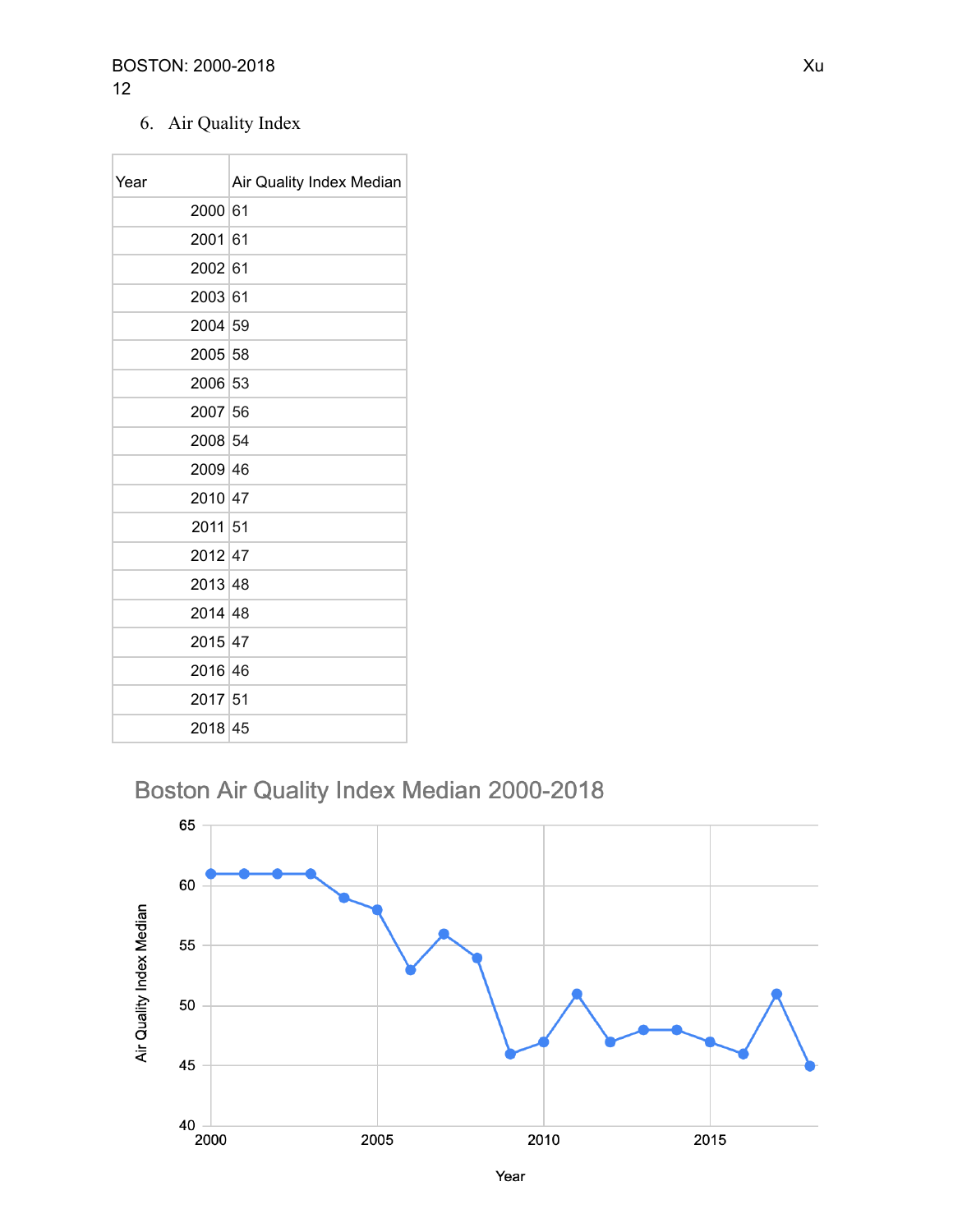6. Air Quality Index

| Year | Air Quality Index Median |
|---|---|
| 2000 | 61 |
| 2001 | 61 |
| 2002 | 61 |
| 2003 | 61 |
| 2004 | 59 |
| 2005 | 58 |
| 2006 | 53 |
| 2007 | 56 |
| 2008 | 54 |
| 2009 | 46 |
| 2010 | 47 |
| 2011 | 51 |
| 2012 | 47 |
| 2013 | 48 |
| 2014 | 48 |
| 2015 | 47 |
| 2016 | 46 |
| 2017 | 51 |
| 2018 | 45 |

Boston Air Quality Index Median 2000-2018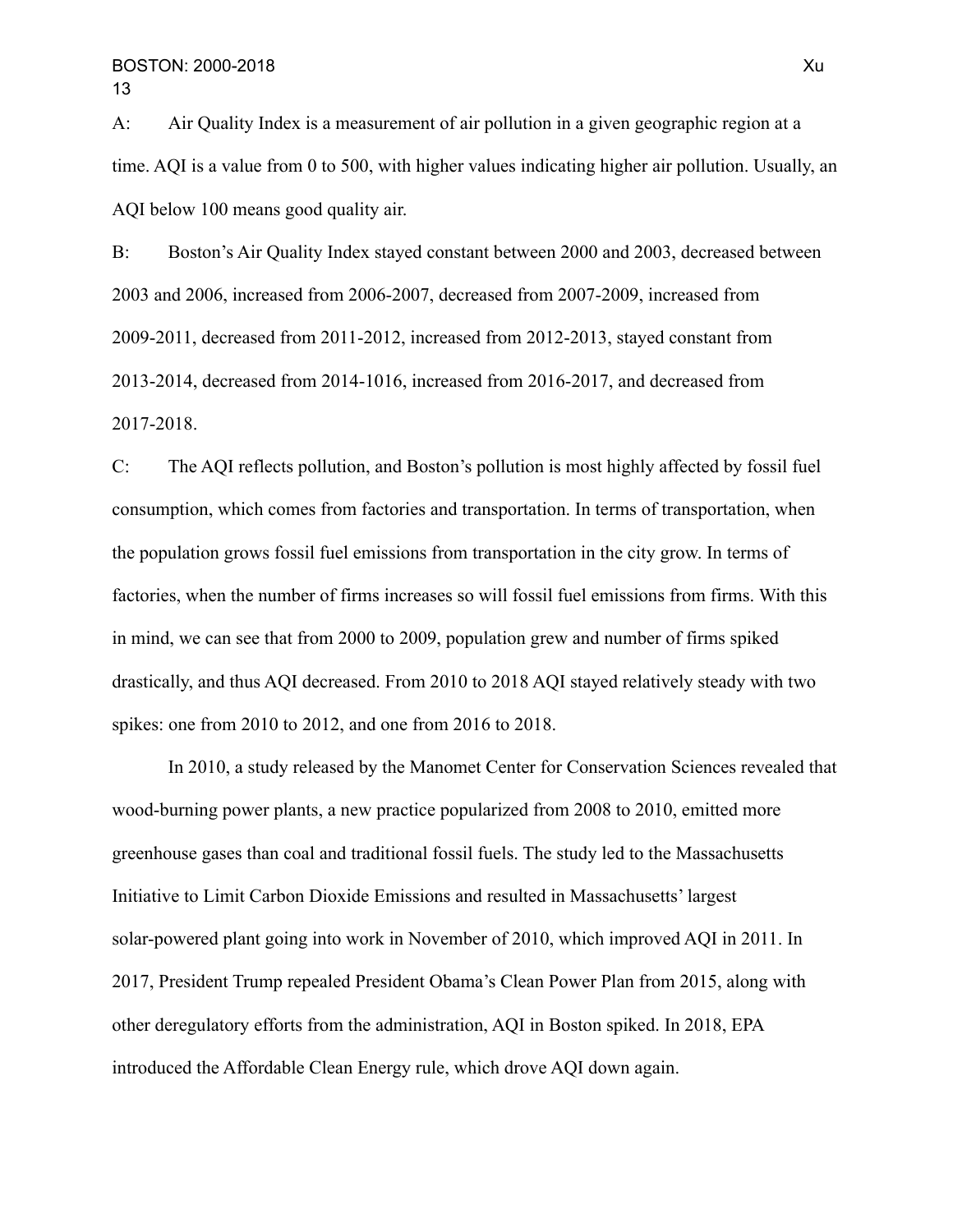A: Air Quality Index is a measurement of air pollution in a given geographic region at a time. AQI is a value from 0 to 500, with higher values indicating higher air pollution. Usually, an AQI below 100 means good quality air.

B: Boston's Air Quality Index stayed constant between 2000 and 2003, decreased between 2003 and 2006, increased from 2006-2007, decreased from 2007-2009, increased from 2009-2011, decreased from 2011-2012, increased from 2012-2013, stayed constant from 2013-2014, decreased from 2014-1016, increased from 2016-2017, and decreased from 2017-2018.

C: The AQI reflects pollution, and Boston's pollution is most highly affected by fossil fuel consumption, which comes from factories and transportation. In terms of transportation, when the population grows fossil fuel emissions from transportation in the city grow. In terms of factories, when the number of firms increases so will fossil fuel emissions from firms. With this in mind, we can see that from 2000 to 2009, population grew and number of firms spiked drastically, and thus AQI decreased. From 2010 to 2018 AQI stayed relatively steady with two spikes: one from 2010 to 2012, and one from 2016 to 2018.

In 2010, a study released by the Manomet Center for Conservation Sciences revealed that wood-burning power plants, a new practice popularized from 2008 to 2010, emitted more greenhouse gases than coal and traditional fossil fuels. The study led to the Massachusetts Initiative to Limit Carbon Dioxide Emissions and resulted in Massachusetts' largest solar-powered plant going into work in November of 2010, which improved AQI in 2011. In 2017, President Trump repealed President Obama's Clean Power Plan from 2015, along with other deregulatory efforts from the administration, AQI in Boston spiked. In 2018, EPA introduced the Affordable Clean Energy rule, which drove AQI down again.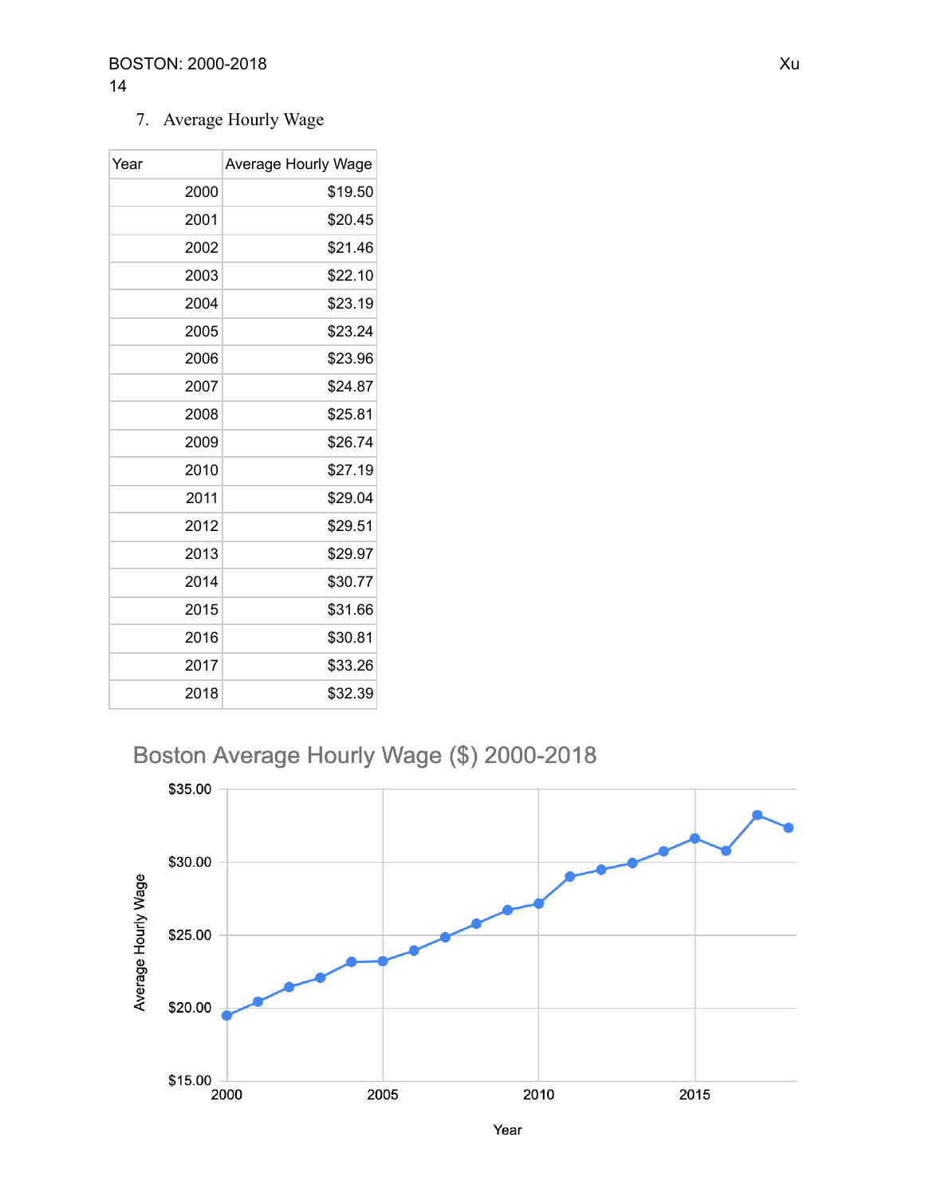7. Average Hourly Wage

| Year | Average Hourly Wage |
|---|---|
| 2000 | $19.50 |
| 2001 | $20.45 |
| 2002 | $21.46 |
| 2003 | $22.10 |
| 2004 | $23.19 |
| 2005 | $23.24 |
| 2006 | $23.96 |
| 2007 | $24.87 |
| 2008 | $25.81 |
| 2009 | $26.74 |
| 2010 | $27.19 |
| 2011 | $29.04 |
| 2012 | $29.51 |
| 2013 | $29.97 |
| 2014 | $30.77 |
| 2015 | $31.66 |
| 2016 | $30.81 |
| 2017 | $33.26 |
| 2018 | $32.39 |

Boston Average Hourly Wage ($) 2000-2018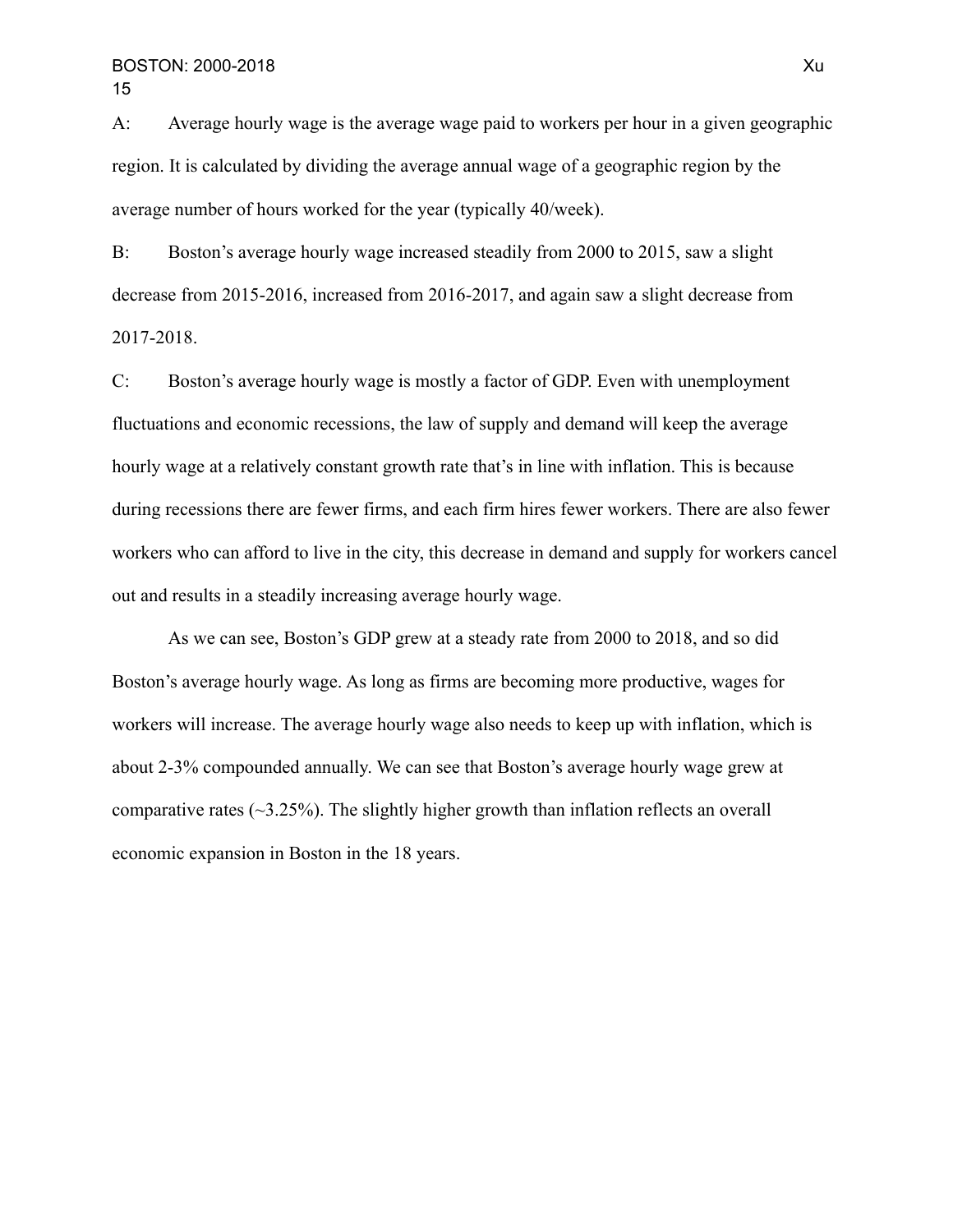A: Average hourly wage is the average wage paid to workers per hour in a given geographic region. It is calculated by dividing the average annual wage of a geographic region by the average number of hours worked for the year (typically 40/week).

B: Boston's average hourly wage increased steadily from 2000 to 2015, saw a slight decrease from 2015-2016, increased from 2016-2017, and again saw a slight decrease from 2017-2018.

C: Boston's average hourly wage is mostly a factor of GDP. Even with unemployment fluctuations and economic recessions, the law of supply and demand will keep the average hourly wage at a relatively constant growth rate that's in line with inflation. This is because during recessions there are fewer firms, and each firm hires fewer workers. There are also fewer workers who can afford to live in the city, this decrease in demand and supply for workers cancel out and results in a steadily increasing average hourly wage.

As we can see, Boston's GDP grew at a steady rate from 2000 to 2018, and so did Boston's average hourly wage. As long as firms are becoming more productive, wages for workers will increase. The average hourly wage also needs to keep up with inflation, which is about 2-3% compounded annually. We can see that Boston's average hourly wage grew at comparative rates (~3.25%). The slightly higher growth than inflation reflects an overall economic expansion in Boston in the 18 years.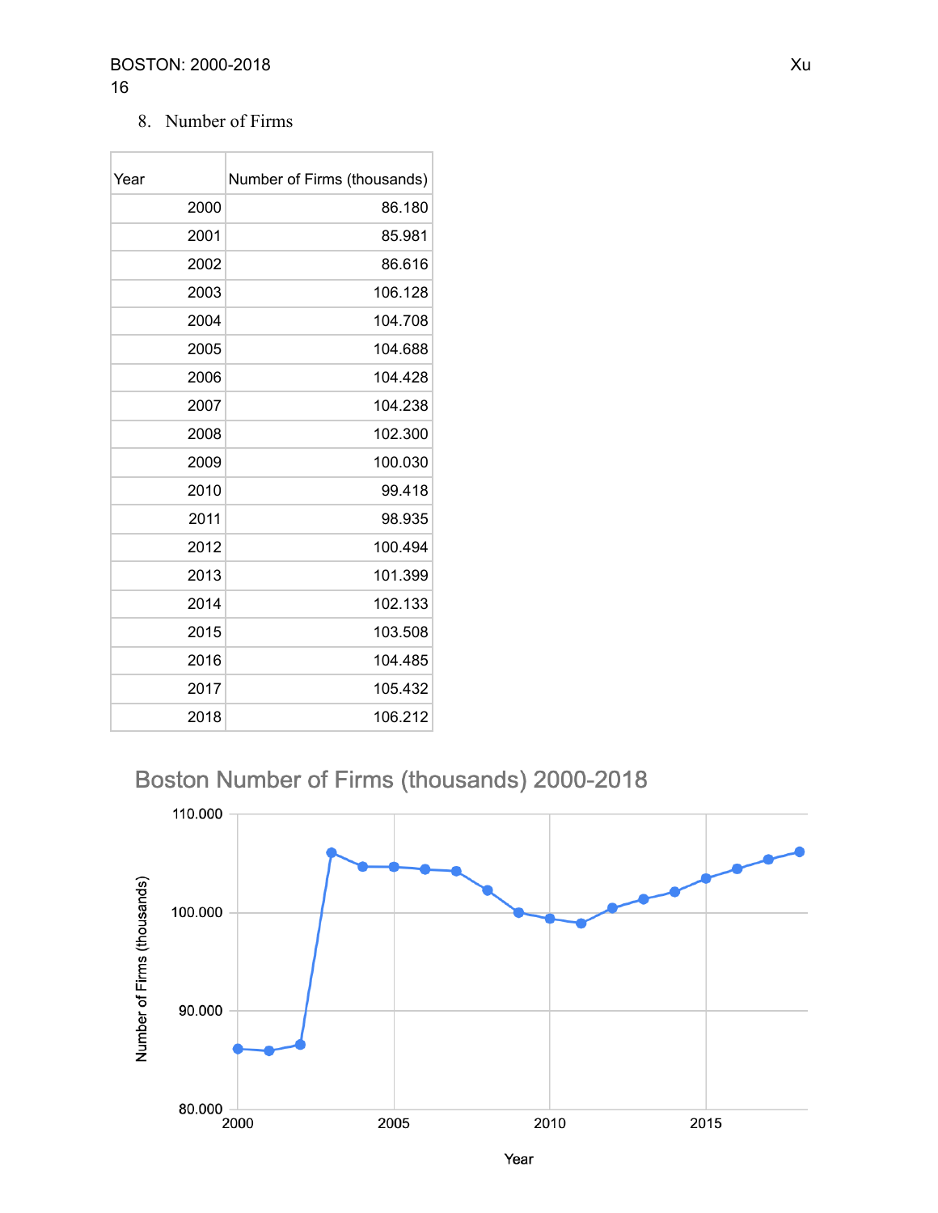8. Number of Firms

| Year | Number of Firms (thousands) |
|---|---|
| 2000 | 86.180 |
| 2001 | 85.981 |
| 2002 | 86.616 |
| 2003 | 106.128 |
| 2004 | 104.708 |
| 2005 | 104.688 |
| 2006 | 104.428 |
| 2007 | 104.238 |
| 2008 | 102.300 |
| 2009 | 100.030 |
| 2010 | 99.418 |
| 2011 | 98.935 |
| 2012 | 100.494 |
| 2013 | 101.399 |
| 2014 | 102.133 |
| 2015 | 103.508 |
| 2016 | 104.485 |
| 2017 | 105.432 |
| 2018 | 106.212 |

Boston Number of Firms (thousands) 2000-2018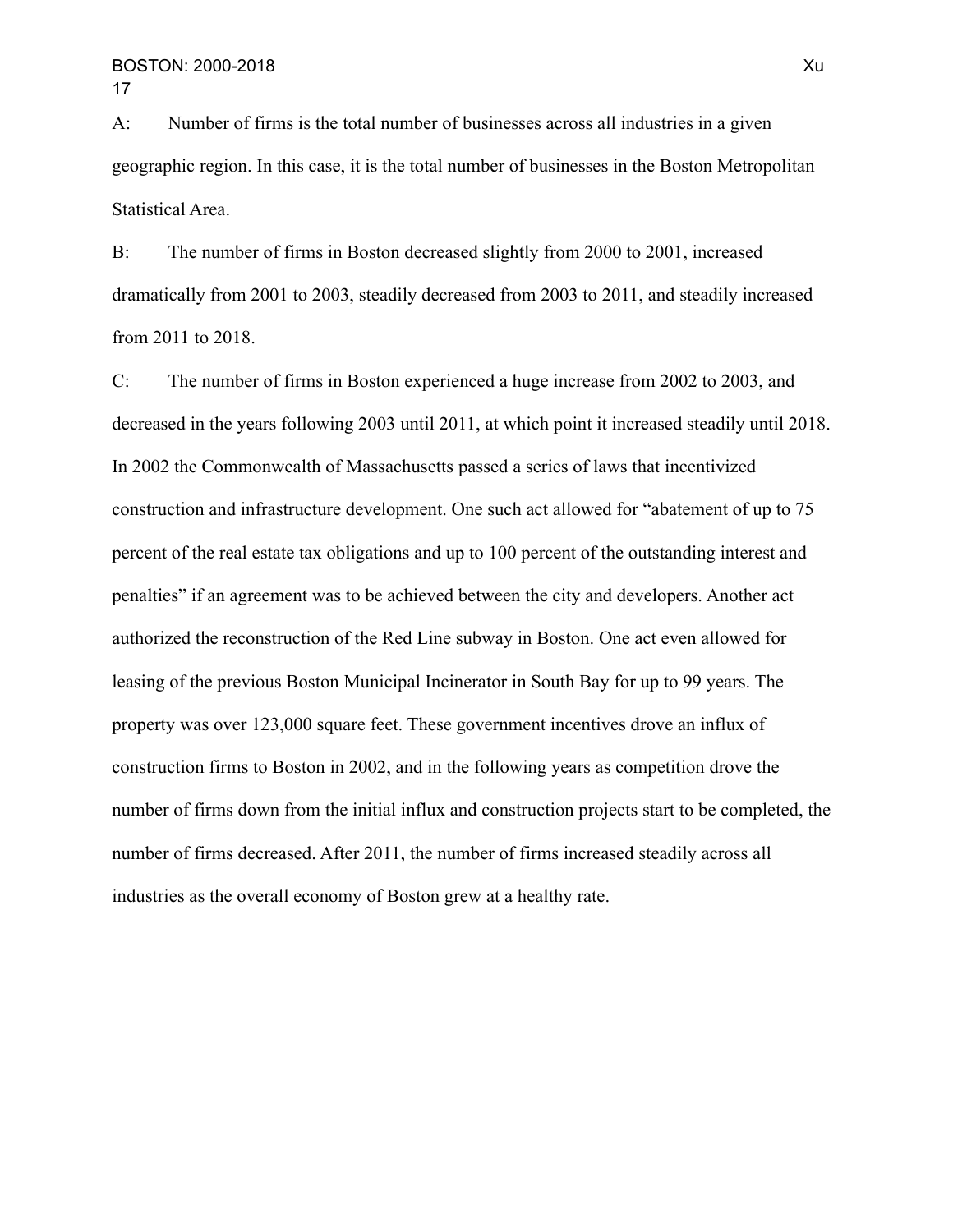A: Number of firms is the total number of businesses across all industries in a given geographic region. In this case, it is the total number of businesses in the Boston Metropolitan Statistical Area.

B: The number of firms in Boston decreased slightly from 2000 to 2001, increased dramatically from 2001 to 2003, steadily decreased from 2003 to 2011, and steadily increased from 2011 to 2018.

C: The number of firms in Boston experienced a huge increase from 2002 to 2003, and decreased in the years following 2003 until 2011, at which point it increased steadily until 2018. In 2002 the Commonwealth of Massachusetts passed a series of laws that incentivized construction and infrastructure development. One such act allowed for "abatement of up to 75 percent of the real estate tax obligations and up to 100 percent of the outstanding interest and penalties" if an agreement was to be achieved between the city and developers. Another act authorized the reconstruction of the Red Line subway in Boston. One act even allowed for leasing of the previous Boston Municipal Incinerator in South Bay for up to 99 years. The property was over 123,000 square feet. These government incentives drove an influx of construction firms to Boston in 2002, and in the following years as competition drove the number of firms down from the initial influx and construction projects start to be completed, the number of firms decreased. After 2011, the number of firms increased steadily across all industries as the overall economy of Boston grew at a healthy rate.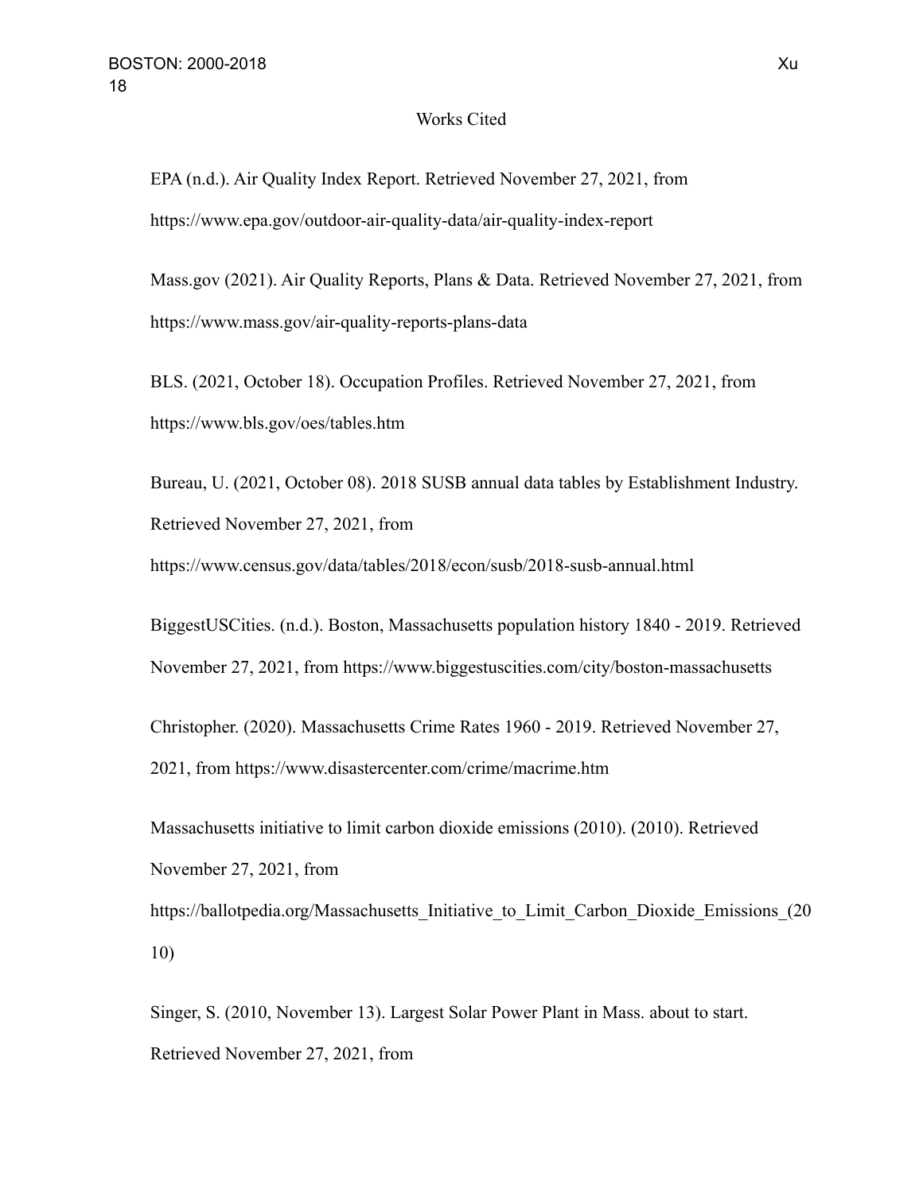# Works Cited

EPA (n.d.). Air Quality Index Report. Retrieved November 27, 2021, from https://www.epa.gov/outdoor-air-quality-data/air-quality-index-report

Mass.gov (2021). Air Quality Reports, Plans & Data. Retrieved November 27, 2021, from https://www.mass.gov/air-quality-reports-plans-data

BLS. (2021, October 18). Occupation Profiles. Retrieved November 27, 2021, from https://www.bls.gov/oes/tables.htm

Bureau, U. (2021, October 08). 2018 SUSB annual data tables by Establishment Industry. Retrieved November 27, 2021, from https://www.census.gov/data/tables/2018/econ/susb/2018-susb-annual.html

BiggestUSCities. (n.d.). Boston, Massachusetts population history 1840 - 2019. Retrieved November 27, 2021, from https://www.biggestuscities.com/city/boston-massachusetts

Christopher. (2020). Massachusetts Crime Rates 1960 - 2019. Retrieved November 27, 2021, from https://www.disastercenter.com/crime/macrime.htm

Massachusetts initiative to limit carbon dioxide emissions (2010). (2010). Retrieved November 27, 2021, from https://ballotpedia.org/Massachusetts_Initiative_to_Limit_Carbon_Dioxide_Emissions_(2010)

Singer, S. (2010, November 13). Largest Solar Power Plant in Mass. about to start. Retrieved November 27, 2021, from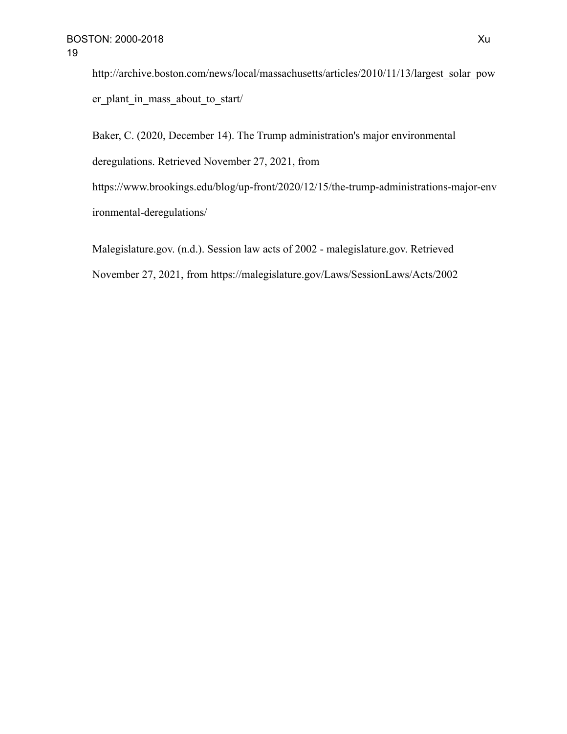http://archive.boston.com/news/local/massachusetts/articles/2010/11/13/largest_solar_power_plant_in_mass_about_to_start/

Baker, C. (2020, December 14). The Trump administration's major environmental deregulations. Retrieved November 27, 2021, from https://www.brookings.edu/blog/up-front/2020/12/15/the-trump-administrations-major-environmental-deregulations/

Malegislature.gov. (n.d.). Session law acts of 2002 - malegislature.gov. Retrieved November 27, 2021, from https://malegislature.gov/Laws/SessionLaws/Acts/2002